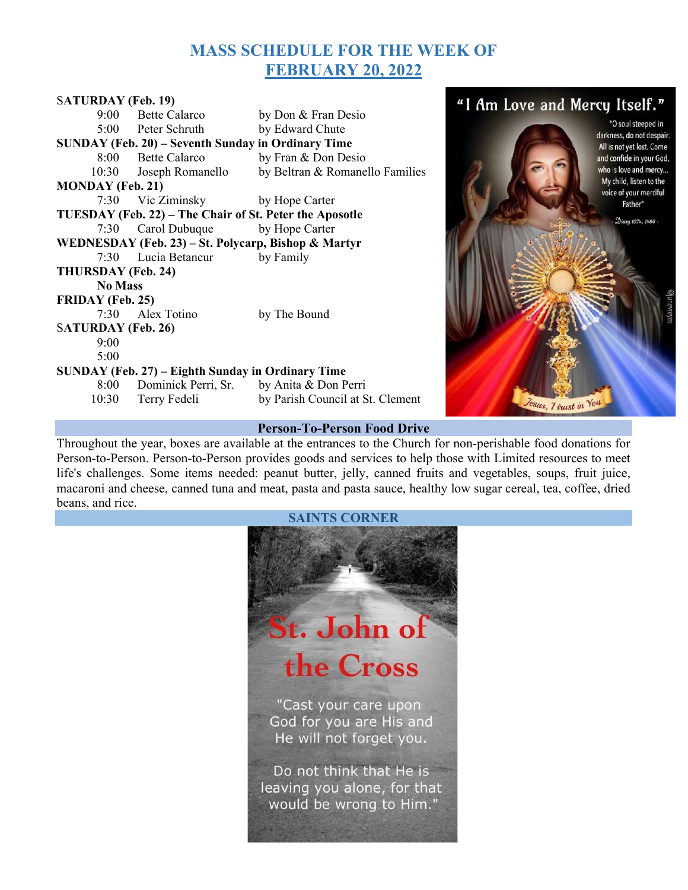# MASS SCHEDULE FOR THE WEEK OF FEBRUARY 20, 2022

**SATURDAY (Feb. 19)**

| | | |
|---|---|---|
| 9:00 | Bette Calarco | by Don & Fran Desio |
| 5:00 | Peter Schruth | by Edward Chute |

**SUNDAY (Feb. 20) – Seventh Sunday in Ordinary Time**

| | | |
|---|---|---|
| 8:00 | Bette Calarco | by Fran & Don Desio |
| 10:30 | Joseph Romanello | by Beltran & Romanello Families |

**MONDAY (Feb. 21)**

| | | |
|---|---|---|
| 7:30 | Vic Ziminsky | by Hope Carter |

**TUESDAY (Feb. 22) – The Chair of St. Peter the Apostle**

| | | |
|---|---|---|
| 7:30 | Carol Dubuque | by Hope Carter |

**WEDNESDAY (Feb. 23) – St. Polycarp, Bishop & Martyr**

| | | |
|---|---|---|
| 7:30 | Lucia Betancur | by Family |

**THURSDAY (Feb. 24)**

**No Mass**

**FRIDAY (Feb. 25)**

| | | |
|---|---|---|
| 7:30 | Alex Totino | by The Bound |

**SATURDAY (Feb. 26)**

9:00

5:00

**SUNDAY (Feb. 27) – Eighth Sunday in Ordinary Time**

| | | |
|---|---|---|
| 8:00 | Dominick Perri, Sr. | by Anita & Don Perri |
| 10:30 | Terry Fedeli | by Parish Council at St. Clement |

## Person-To-Person Food Drive

Throughout the year, boxes are available at the entrances to the Church for non-perishable food donations for Person-to-Person. Person-to-Person provides goods and services to help those with Limited resources to meet life's challenges. Some items needed: peanut butter, jelly, canned fruits and vegetables, soups, fruit juice, macaroni and cheese, canned tuna and meat, pasta and pasta sauce, healthy low sugar cereal, tea, coffee, dried beans, and rice.

## SAINTS CORNER

**St. John of the Cross**

"Cast your care upon God for you are His and He will not forget you.

Do not think that He is leaving you alone, for that would be wrong to Him."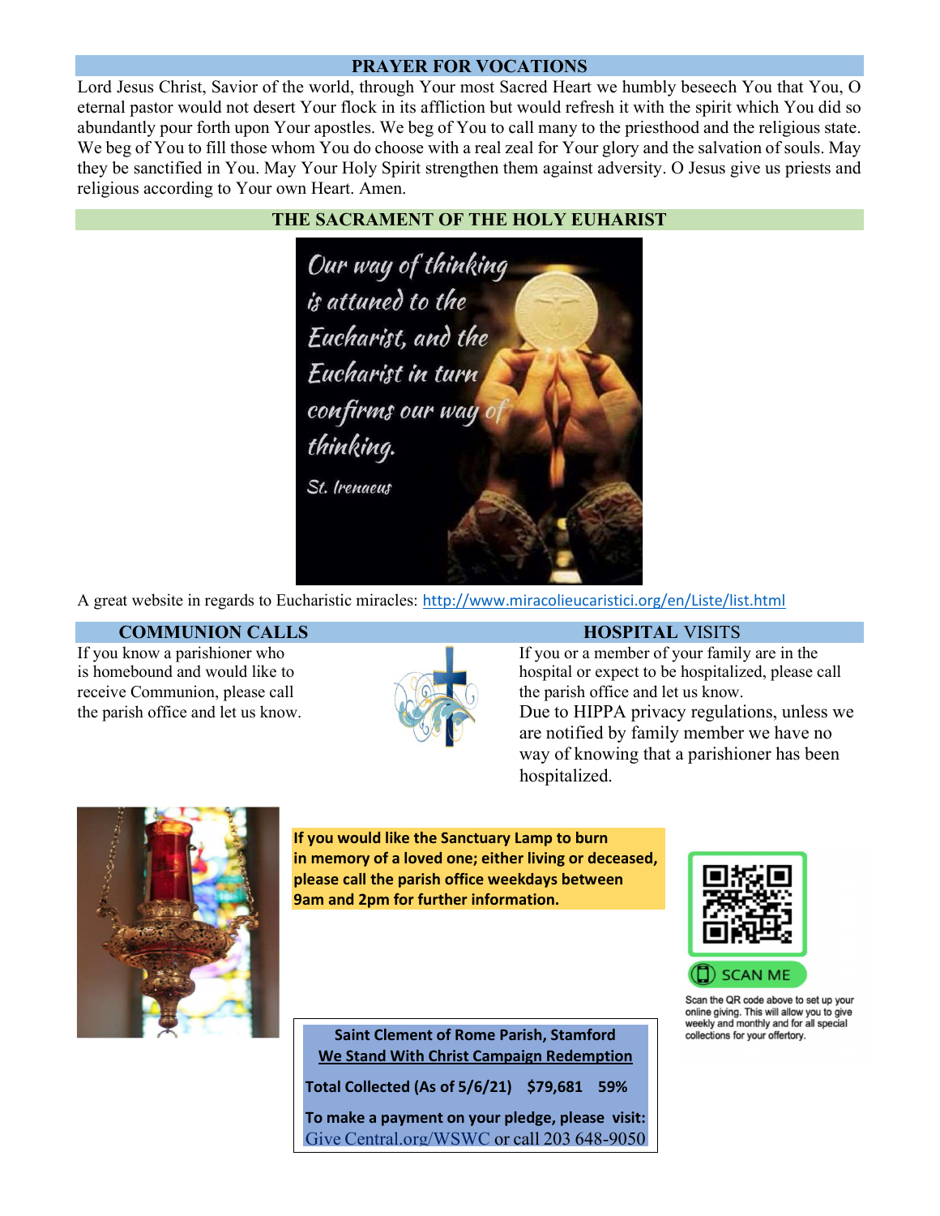## PRAYER FOR VOCATIONS

Lord Jesus Christ, Savior of the world, through Your most Sacred Heart we humbly beseech You that You, O eternal pastor would not desert Your flock in its affliction but would refresh it with the spirit which You did so abundantly pour forth upon Your apostles. We beg of You to call many to the priesthood and the religious state. We beg of You to fill those whom You do choose with a real zeal for Your glory and the salvation of souls. May they be sanctified in You. May Your Holy Spirit strengthen them against adversity. O Jesus give us priests and religious according to Your own Heart. Amen.

## THE SACRAMENT OF THE HOLY EUHARIST

*Our way of thinking is attuned to the Eucharist, and the Eucharist in turn confirms our way of thinking.*

*St. Irenaeus*

A great website in regards to Eucharistic miracles: http://www.miracolieucaristici.org/en/Liste/list.html

## COMMUNION CALLS

If you know a parishioner who is homebound and would like to receive Communion, please call the parish office and let us know.

## HOSPITAL VISITS

If you or a member of your family are in the hospital or expect to be hospitalized, please call the parish office and let us know.

Due to HIPPA privacy regulations, unless we are notified by family member we have no way of knowing that a parishioner has been hospitalized.

**If you would like the Sanctuary Lamp to burn in memory of a loved one; either living or deceased, please call the parish office weekdays between 9am and 2pm for further information.**

SCAN ME

Scan the QR code above to set up your online giving. This will allow you to give weekly and monthly and for all special collections for your offertory.

**Saint Clement of Rome Parish, Stamford**
**We Stand With Christ Campaign Redemption**

**Total Collected (As of 5/6/21) $79,681 59%**

**To make a payment on your pledge, please visit:** Give Central.org/WSWC or call 203 648-9050